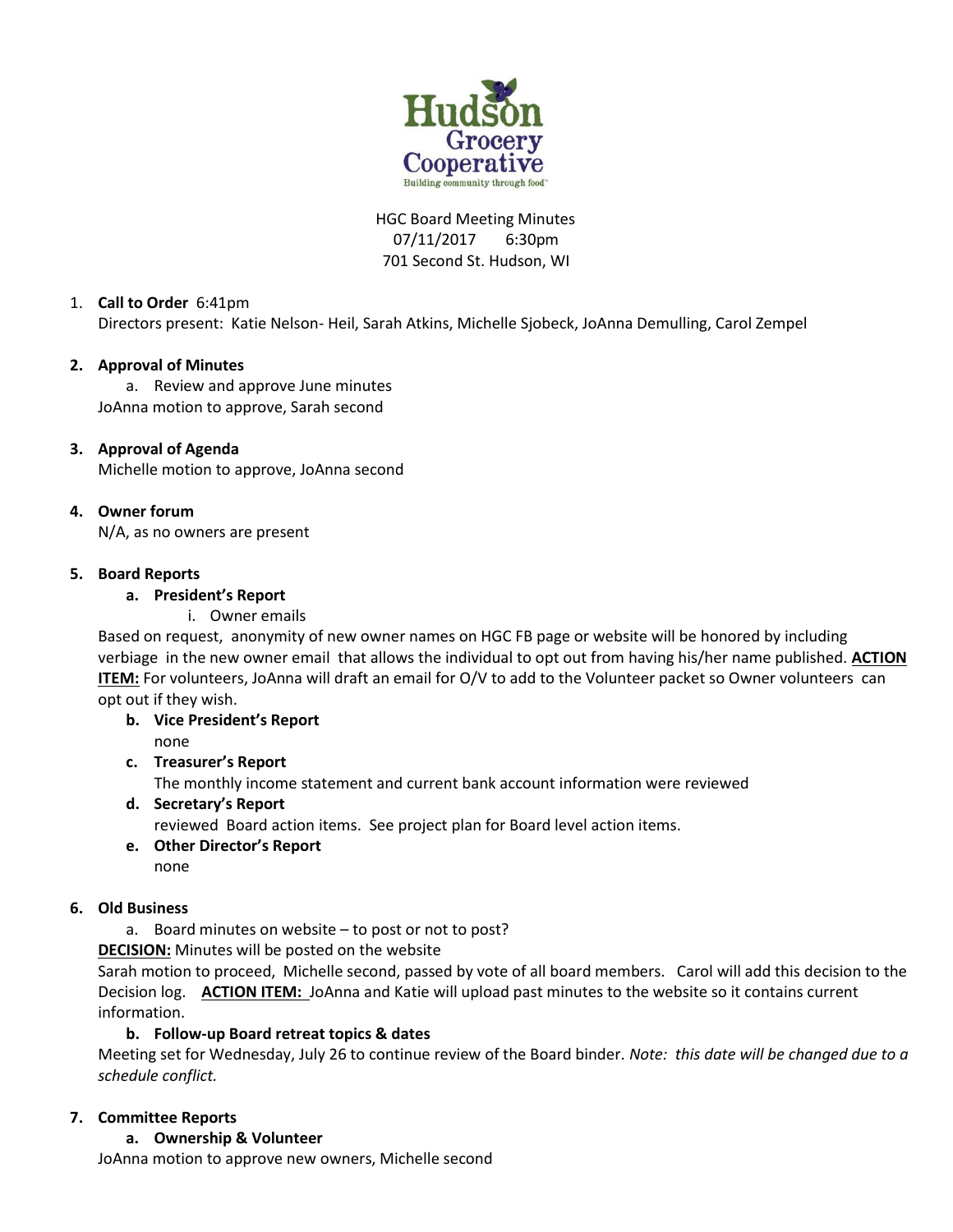Hudson Grocery Cooperative
Building community through food™

HGC Board Meeting Minutes
07/11/2017 6:30pm
701 Second St. Hudson, WI

1. **Call to Order** 6:41pm
   Directors present: Katie Nelson- Heil, Sarah Atkins, Michelle Sjobeck, JoAnna Demulling, Carol Zempel

2. **Approval of Minutes**
   a. Review and approve June minutes
   JoAnna motion to approve, Sarah second

3. **Approval of Agenda**
   Michelle motion to approve, JoAnna second

4. **Owner forum**
   N/A, as no owners are present

5. **Board Reports**
   a. **President's Report**
      i. Owner emails
   Based on request, anonymity of new owner names on HGC FB page or website will be honored by including verbiage in the new owner email that allows the individual to opt out from having his/her name published. **ACTION ITEM:** For volunteers, JoAnna will draft an email for O/V to add to the Volunteer packet so Owner volunteers can opt out if they wish.
   b. **Vice President's Report**
      none
   c. **Treasurer's Report**
      The monthly income statement and current bank account information were reviewed
   d. **Secretary's Report**
      reviewed Board action items. See project plan for Board level action items.
   e. **Other Director's Report**
      none

6. **Old Business**
   a. Board minutes on website – to post or not to post?
   **DECISION:** Minutes will be posted on the website
   Sarah motion to proceed, Michelle second, passed by vote of all board members. Carol will add this decision to the Decision log. **ACTION ITEM:** JoAnna and Katie will upload past minutes to the website so it contains current information.
   b. **Follow-up Board retreat topics & dates**
   Meeting set for Wednesday, July 26 to continue review of the Board binder. *Note: this date will be changed due to a schedule conflict.*

7. **Committee Reports**
   a. **Ownership & Volunteer**
   JoAnna motion to approve new owners, Michelle second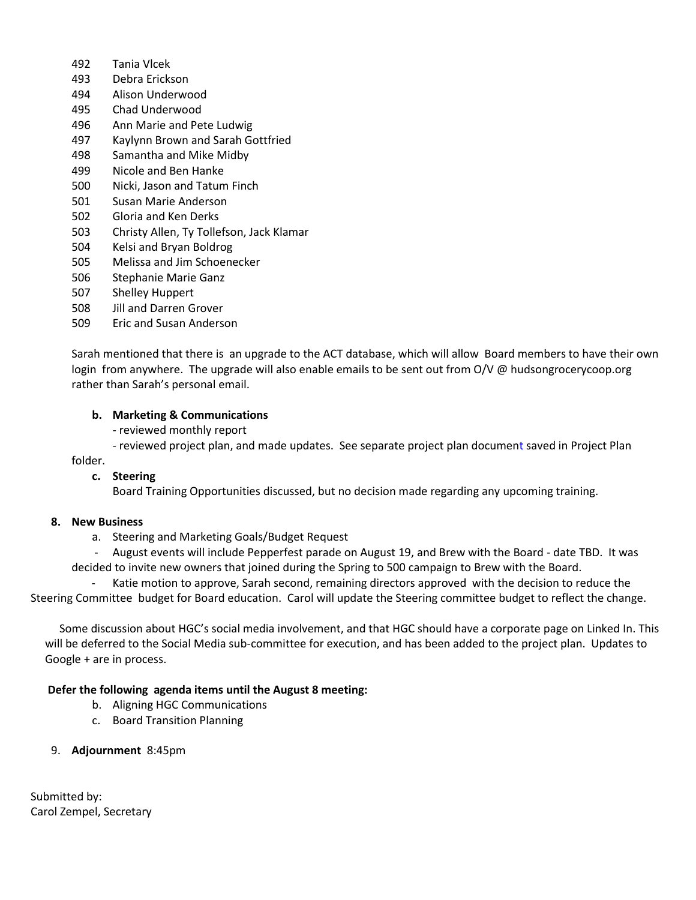492 Tania Vlcek
493 Debra Erickson
494 Alison Underwood
495 Chad Underwood
496 Ann Marie and Pete Ludwig
497 Kaylynn Brown and Sarah Gottfried
498 Samantha and Mike Midby
499 Nicole and Ben Hanke
500 Nicki, Jason and Tatum Finch
501 Susan Marie Anderson
502 Gloria and Ken Derks
503 Christy Allen, Ty Tollefson, Jack Klamar
504 Kelsi and Bryan Boldrog
505 Melissa and Jim Schoenecker
506 Stephanie Marie Ganz
507 Shelley Huppert
508 Jill and Darren Grover
509 Eric and Susan Anderson

Sarah mentioned that there is an upgrade to the ACT database, which will allow Board members to have their own login from anywhere. The upgrade will also enable emails to be sent out from O/V @ hudsongrocerycoop.org rather than Sarah's personal email.

**b. Marketing & Communications**

- reviewed monthly report
- reviewed project plan, and made updates. See separate project plan document saved in Project Plan folder.

**c. Steering**

Board Training Opportunities discussed, but no decision made regarding any upcoming training.

**8. New Business**

a. Steering and Marketing Goals/Budget Request

- August events will include Pepperfest parade on August 19, and Brew with the Board - date TBD. It was decided to invite new owners that joined during the Spring to 500 campaign to Brew with the Board.
- Katie motion to approve, Sarah second, remaining directors approved with the decision to reduce the Steering Committee budget for Board education. Carol will update the Steering committee budget to reflect the change.

Some discussion about HGC's social media involvement, and that HGC should have a corporate page on Linked In. This will be deferred to the Social Media sub-committee for execution, and has been added to the project plan. Updates to Google + are in process.

**Defer the following agenda items until the August 8 meeting:**

b. Aligning HGC Communications
c. Board Transition Planning

9. **Adjournment** 8:45pm

Submitted by:
Carol Zempel, Secretary